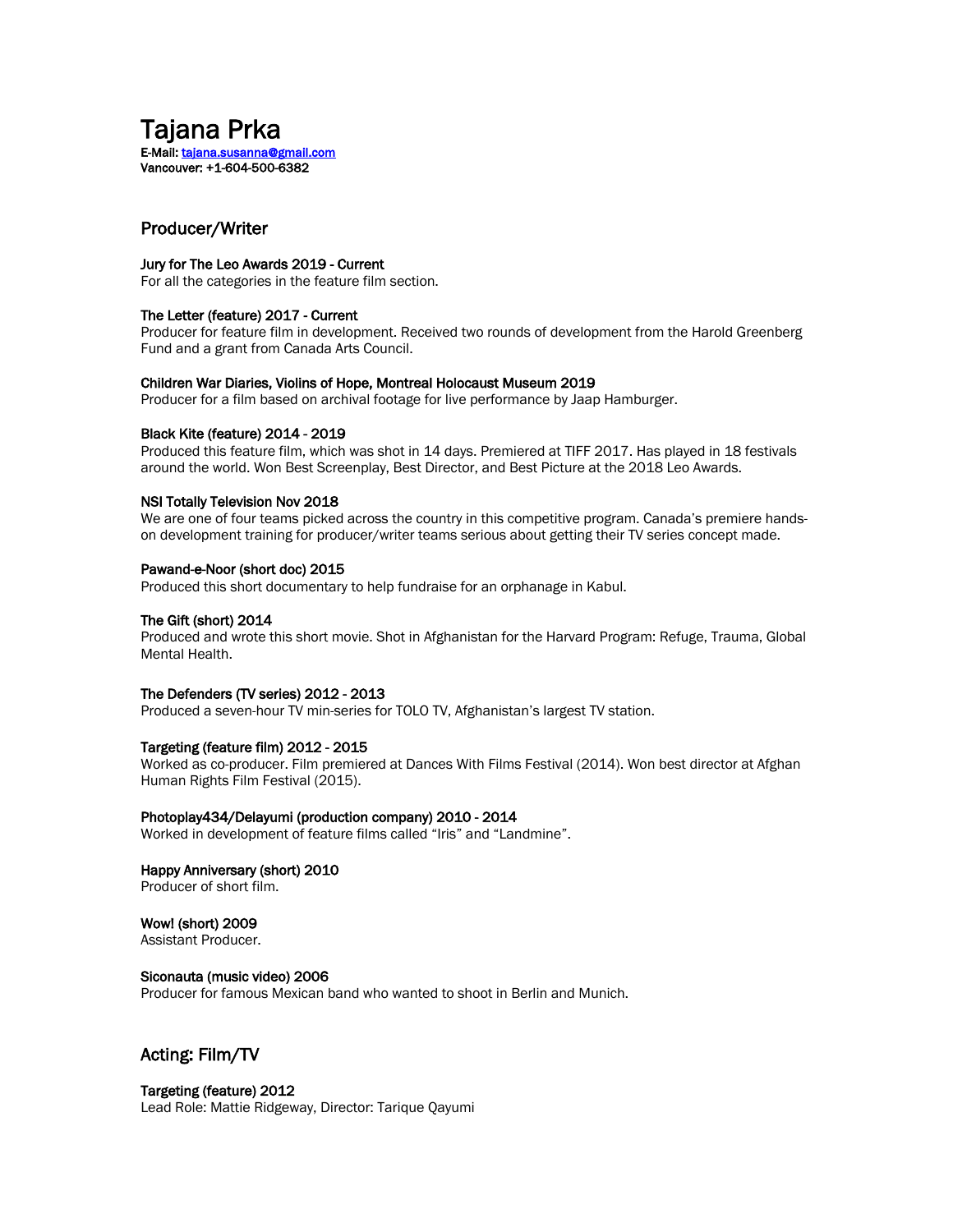# Tajana Prka

**E-Mail: [tajana.susanna@gmail.com](mailto:tajana.susanna@gmail.com)**
**Vancouver: +1-604-500-6382**

## Producer/Writer

**Jury for The Leo Awards 2019 - Current**
For all the categories in the feature film section.

**The Letter (feature) 2017 - Current**
Producer for feature film in development. Received two rounds of development from the Harold Greenberg Fund and a grant from Canada Arts Council.

**Children War Diaries, Violins of Hope, Montreal Holocaust Museum 2019**
Producer for a film based on archival footage for live performance by Jaap Hamburger.

**Black Kite (feature) 2014 - 2019**
Produced this feature film, which was shot in 14 days. Premiered at TIFF 2017. Has played in 18 festivals around the world. Won Best Screenplay, Best Director, and Best Picture at the 2018 Leo Awards.

**NSI Totally Television Nov 2018**
We are one of four teams picked across the country in this competitive program. Canada's premiere hands-on development training for producer/writer teams serious about getting their TV series concept made.

**Pawand-e-Noor (short doc) 2015**
Produced this short documentary to help fundraise for an orphanage in Kabul.

**The Gift (short) 2014**
Produced and wrote this short movie. Shot in Afghanistan for the Harvard Program: Refuge, Trauma, Global Mental Health.

**The Defenders (TV series) 2012 - 2013**
Produced a seven-hour TV min-series for TOLO TV, Afghanistan's largest TV station.

**Targeting (feature film) 2012 - 2015**
Worked as co-producer. Film premiered at Dances With Films Festival (2014). Won best director at Afghan Human Rights Film Festival (2015).

**Photoplay434/Delayumi (production company) 2010 - 2014**
Worked in development of feature films called "Iris" and "Landmine".

**Happy Anniversary (short) 2010**
Producer of short film.

**Wow! (short) 2009**
Assistant Producer.

**Siconauta (music video) 2006**
Producer for famous Mexican band who wanted to shoot in Berlin and Munich.

## Acting: Film/TV

**Targeting (feature) 2012**
Lead Role: Mattie Ridgeway, Director: Tarique Qayumi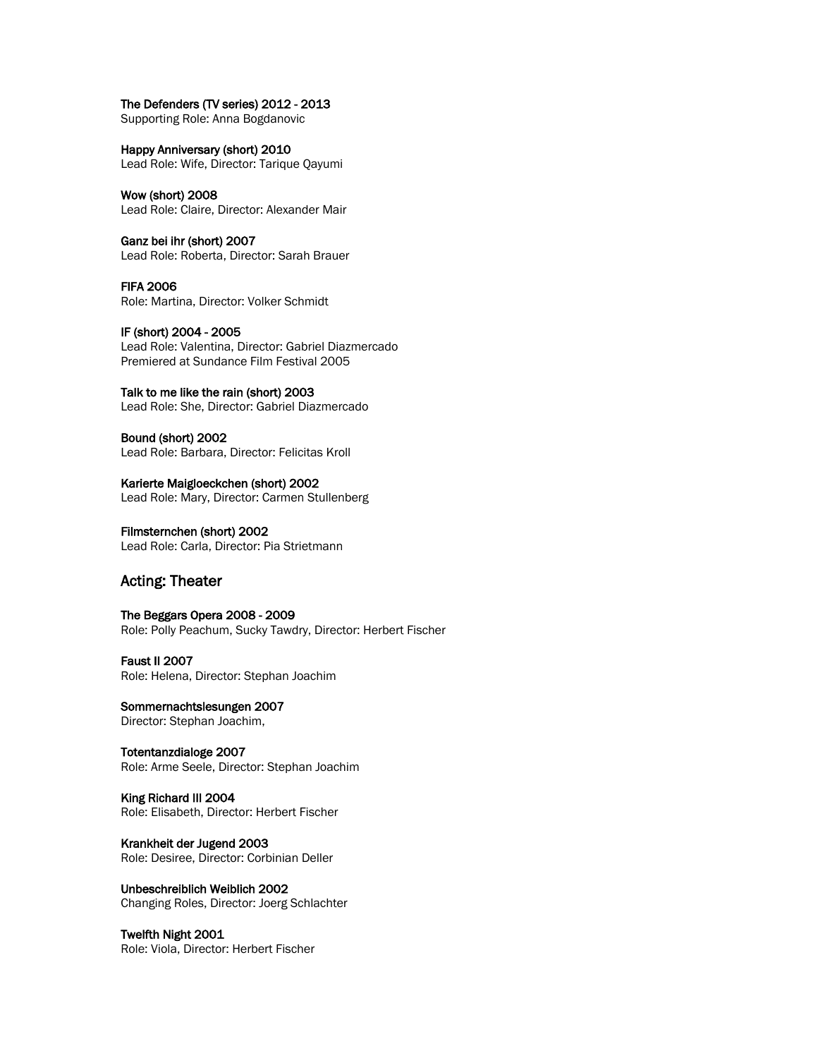**The Defenders (TV series) 2012 - 2013**
Supporting Role: Anna Bogdanovic

**Happy Anniversary (short) 2010**
Lead Role: Wife, Director: Tarique Qayumi

**Wow (short) 2008**
Lead Role: Claire, Director: Alexander Mair

**Ganz bei ihr (short) 2007**
Lead Role: Roberta, Director: Sarah Brauer

**FIFA 2006**
Role: Martina, Director: Volker Schmidt

**IF (short) 2004 - 2005**
Lead Role: Valentina, Director: Gabriel Diazmercado
Premiered at Sundance Film Festival 2005

**Talk to me like the rain (short) 2003**
Lead Role: She, Director: Gabriel Diazmercado

**Bound (short) 2002**
Lead Role: Barbara, Director: Felicitas Kroll

**Karierte Maigloeckchen (short) 2002**
Lead Role: Mary, Director: Carmen Stullenberg

**Filmsternchen (short) 2002**
Lead Role: Carla, Director: Pia Strietmann

## Acting: Theater

**The Beggars Opera 2008 - 2009**
Role: Polly Peachum, Sucky Tawdry, Director: Herbert Fischer

**Faust II 2007**
Role: Helena, Director: Stephan Joachim

**Sommernachtslesungen 2007**
Director: Stephan Joachim,

**Totentanzdialoge 2007**
Role: Arme Seele, Director: Stephan Joachim

**King Richard III 2004**
Role: Elisabeth, Director: Herbert Fischer

**Krankheit der Jugend 2003**
Role: Desiree, Director: Corbinian Deller

**Unbeschreiblich Weiblich 2002**
Changing Roles, Director: Joerg Schlachter

**Twelfth Night 2001**
Role: Viola, Director: Herbert Fischer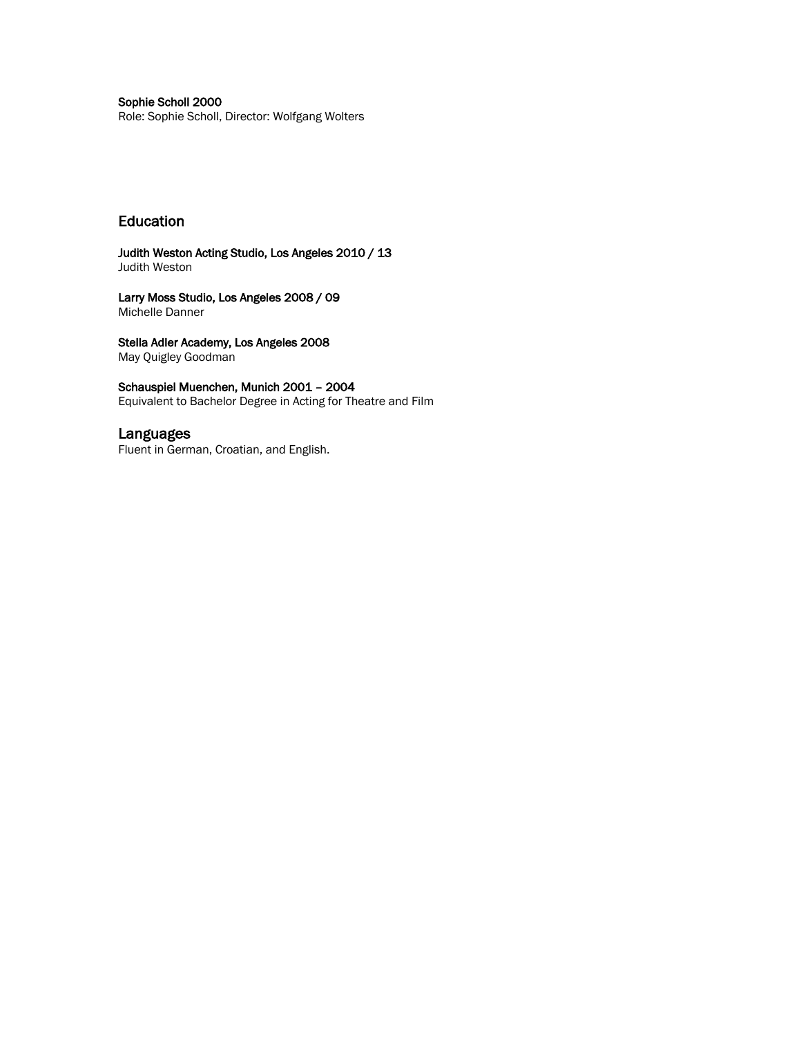**Sophie Scholl 2000**
Role: Sophie Scholl, Director: Wolfgang Wolters

## Education

**Judith Weston Acting Studio, Los Angeles 2010 / 13**
Judith Weston

**Larry Moss Studio, Los Angeles 2008 / 09**
Michelle Danner

**Stella Adler Academy, Los Angeles 2008**
May Quigley Goodman

**Schauspiel Muenchen, Munich 2001 – 2004**
Equivalent to Bachelor Degree in Acting for Theatre and Film

## Languages

Fluent in German, Croatian, and English.